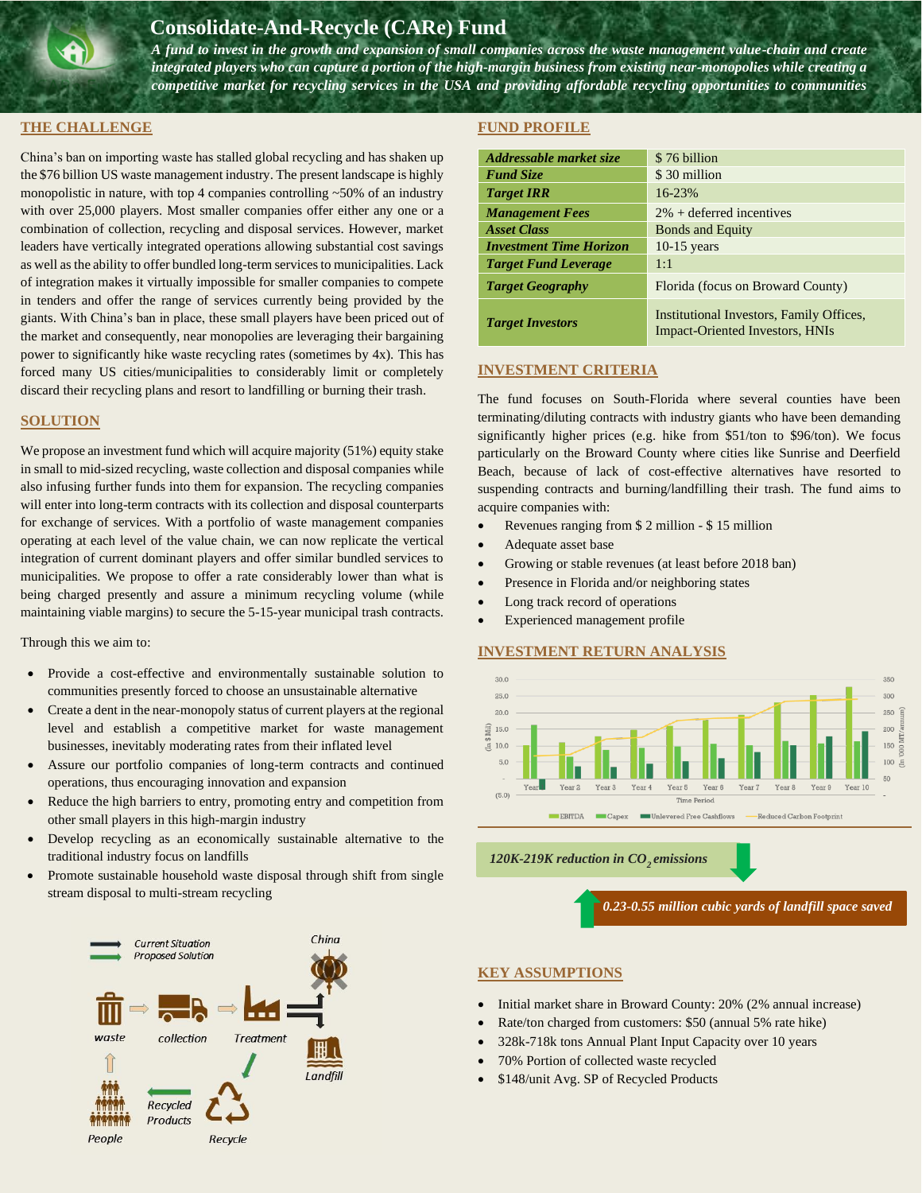# Consolidate-And-Recycle (CARe) Fund

*A fund to invest in the growth and expansion of small companies across the waste management value-chain and create integrated players who can capture a portion of the high-margin business from existing near-monopolies while creating a competitive market for recycling services in the USA and providing affordable recycling opportunities to communities*

## THE CHALLENGE

China's ban on importing waste has stalled global recycling and has shaken up the $76 billion US waste management industry. The present landscape is highly monopolistic in nature, with top 4 companies controlling ~50% of an industry with over 25,000 players. Most smaller companies offer either any one or a combination of collection, recycling and disposal services. However, market leaders have vertically integrated operations allowing substantial cost savings as well as the ability to offer bundled long-term services to municipalities. Lack of integration makes it virtually impossible for smaller companies to compete in tenders and offer the range of services currently being provided by the giants. With China's ban in place, these small players have been priced out of the market and consequently, near monopolies are leveraging their bargaining power to significantly hike waste recycling rates (sometimes by 4x). This has forced many US cities/municipalities to considerably limit or completely discard their recycling plans and resort to landfilling or burning their trash.

## SOLUTION

We propose an investment fund which will acquire majority (51%) equity stake in small to mid-sized recycling, waste collection and disposal companies while also infusing further funds into them for expansion. The recycling companies will enter into long-term contracts with its collection and disposal counterparts for exchange of services. With a portfolio of waste management companies operating at each level of the value chain, we can now replicate the vertical integration of current dominant players and offer similar bundled services to municipalities. We propose to offer a rate considerably lower than what is being charged presently and assure a minimum recycling volume (while maintaining viable margins) to secure the 5-15-year municipal trash contracts.

Through this we aim to:

- Provide a cost-effective and environmentally sustainable solution to communities presently forced to choose an unsustainable alternative
- Create a dent in the near-monopoly status of current players at the regional level and establish a competitive market for waste management businesses, inevitably moderating rates from their inflated level
- Assure our portfolio companies of long-term contracts and continued operations, thus encouraging innovation and expansion
- Reduce the high barriers to entry, promoting entry and competition from other small players in this high-margin industry
- Develop recycling as an economically sustainable alternative to the traditional industry focus on landfills
- Promote sustainable household waste disposal through shift from single stream disposal to multi-stream recycling

Current Situation / Proposed Solution: waste → collection → Treatment → China / Landfill; Treatment → Recycle → Recycled Products → People → waste

## FUND PROFILE

| | |
|---|---|
| ***Addressable market size*** | $ 76 billion |
| ***Fund Size*** | $ 30 million |
| ***Target IRR*** | 16-23% |
| ***Management Fees*** | 2% + deferred incentives |
| ***Asset Class*** | Bonds and Equity |
| ***Investment Time Horizon*** | 10-15 years |
| ***Target Fund Leverage*** | 1:1 |
| ***Target Geography*** | Florida (focus on Broward County) |
| ***Target Investors*** | Institutional Investors, Family Offices, Impact-Oriented Investors, HNIs |

## INVESTMENT CRITERIA

The fund focuses on South-Florida where several counties have been terminating/diluting contracts with industry giants who have been demanding significantly higher prices (e.g. hike from $51/ton to $96/ton). We focus particularly on the Broward County where cities like Sunrise and Deerfield Beach, because of lack of cost-effective alternatives have resorted to suspending contracts and burning/landfilling their trash. The fund aims to acquire companies with:

- Revenues ranging from $ 2 million - $ 15 million
- Adequate asset base
- Growing or stable revenues (at least before 2018 ban)
- Presence in Florida and/or neighboring states
- Long track record of operations
- Experienced management profile

## INVESTMENT RETURN ANALYSIS

Chart: EBITDA, Capex, Unlevered Free Cashflows (In $ Mil) and Reduced Carbon Footprint (In '000 MT/annum) over Time Period Year 1 – Year 10.

*120K-219K reduction in $CO_2$ emissions*

*0.23-0.55 million cubic yards of landfill space saved*

## KEY ASSUMPTIONS

- Initial market share in Broward County: 20% (2% annual increase)
- Rate/ton charged from customers: $50 (annual 5% rate hike)
- 328k-718k tons Annual Plant Input Capacity over 10 years
- 70% Portion of collected waste recycled
- $148/unit Avg. SP of Recycled Products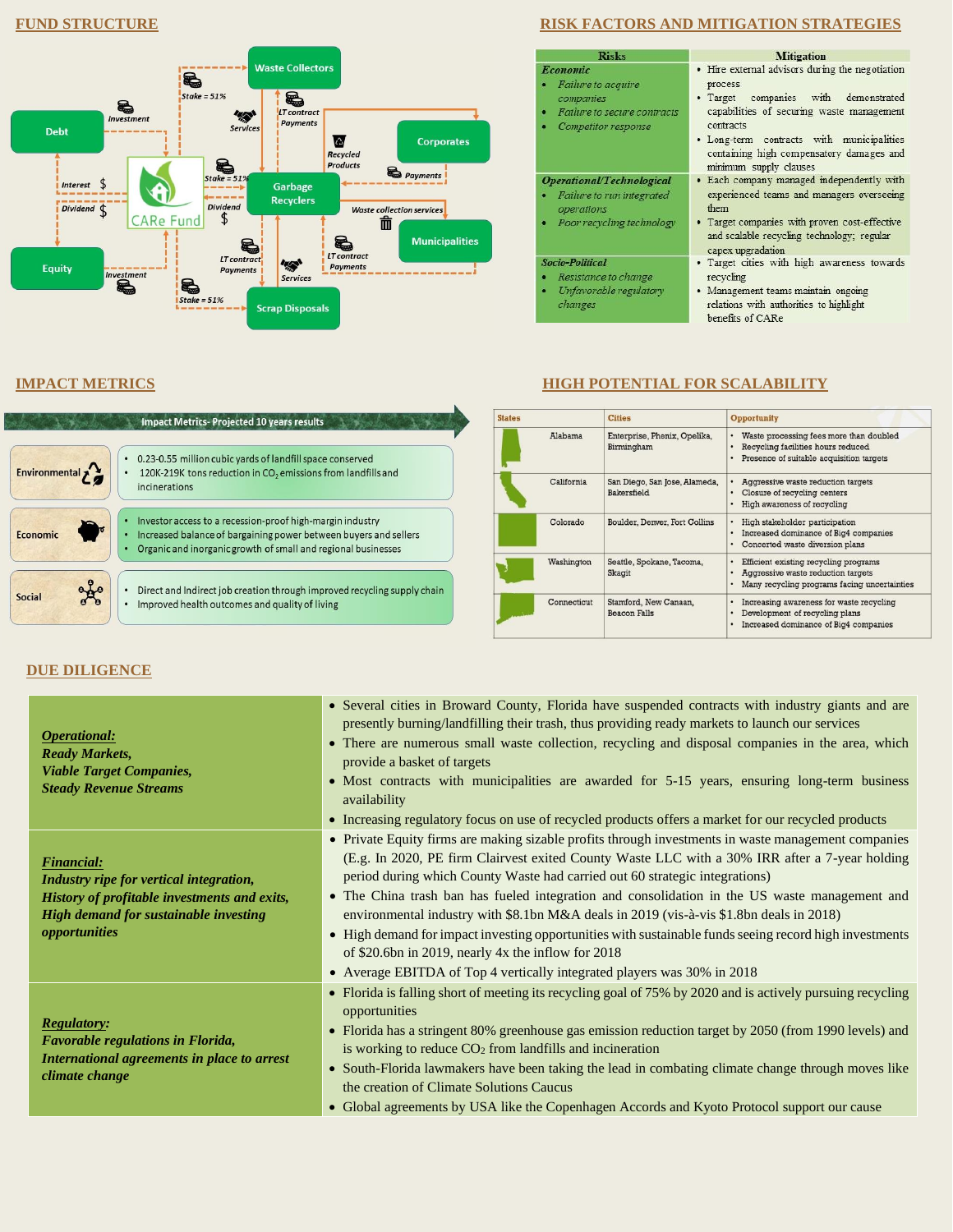## FUND STRUCTURE

Waste Collectors

Stake = 51%

Investment

Debt

LT contract Payments

Services

Corporates

Recycled Products

Payments

Interest $

Stake = 51%

Garbage Recyclers

Dividend $

CARe Fund

Dividend $

Waste collection services

Municipalities

LT contract Payments

LT contract Payments

Equity

Investment

Services

Stake = 51%

Scrap Disposals

## RISK FACTORS AND MITIGATION STRATEGIES

| Risks | Mitigation |
|---|---|
| ***Economic*** <br> • *Failure to acquire companies* <br> • *Failure to secure contracts* <br> • *Competitor response* | • Hire external advisors during the negotiation process <br> • Target companies with demonstrated capabilities of securing waste management contracts <br> • Long-term contracts with municipalities containing high compensatory damages and minimum supply clauses |
| ***Operational/Technological*** <br> • *Failure to run integrated operations* <br> • *Poor recycling technology* | • Each company managed independently with experienced teams and managers overseeing them <br> • Target companies with proven cost-effective and scalable recycling technology; regular capex upgradation |
| ***Socio-Political*** <br> • *Resistance to change* <br> • *Unfavorable regulatory changes* | • Target cities with high awareness towards recycling <br> • Management teams maintain ongoing relations with authorities to highlight benefits of CARe |

## IMPACT METRICS

**Impact Metrics- Projected 10 years results**

| | |
|---|---|
| Environmental | • 0.23-0.55 million cubic yards of landfill space conserved <br> • 120K-219K tons reduction in $CO_2$ emissions from landfills and incinerations |
| Economic | • Investor access to a recession-proof high-margin industry <br> • Increased balance of bargaining power between buyers and sellers <br> • Organic and inorganic growth of small and regional businesses |
| Social | • Direct and Indirect job creation through improved recycling supply chain <br> • Improved health outcomes and quality of living |

## HIGH POTENTIAL FOR SCALABILITY

| States | Cities | Opportunity |
|---|---|---|
| Alabama | Enterprise, Phenix, Opelika, Birmingham | • Waste processing fees more than doubled <br> • Recycling facilities hours reduced <br> • Presence of suitable acquisition targets |
| California | San Diego, San Jose, Alameda, Bakersfield | • Aggressive waste reduction targets <br> • Closure of recycling centers <br> • High awareness of recycling |
| Colorado | Boulder, Denver, Fort Collins | • High stakeholder participation <br> • Increased dominance of Big4 companies <br> • Concerted waste diversion plans |
| Washington | Seattle, Spokane, Tacoma, Skagit | • Efficient existing recycling programs <br> • Aggressive waste reduction targets <br> • Many recycling programs facing uncertainties |
| Connecticut | Stamford, New Canaan, Beacon Falls | • Increasing awareness for waste recycling <br> • Development of recycling plans <br> • Increased dominance of Big4 companies |

## DUE DILIGENCE

| | |
|---|---|
| ***Operational:*** <br> ***Ready Markets,*** <br> ***Viable Target Companies,*** <br> ***Steady Revenue Streams*** | • Several cities in Broward County, Florida have suspended contracts with industry giants and are presently burning/landfilling their trash, thus providing ready markets to launch our services <br> • There are numerous small waste collection, recycling and disposal companies in the area, which provide a basket of targets <br> • Most contracts with municipalities are awarded for 5-15 years, ensuring long-term business availability <br> • Increasing regulatory focus on use of recycled products offers a market for our recycled products |
| ***Financial:*** <br> ***Industry ripe for vertical integration,*** <br> ***History of profitable investments and exits,*** <br> ***High demand for sustainable investing opportunities*** | • Private Equity firms are making sizable profits through investments in waste management companies (E.g. In 2020, PE firm Clairvest exited County Waste LLC with a 30% IRR after a 7-year holding period during which County Waste had carried out 60 strategic integrations) <br> • The China trash ban has fueled integration and consolidation in the US waste management and environmental industry with \$8.1bn M&A deals in 2019 (vis-à-vis \$1.8bn deals in 2018) <br> • High demand for impact investing opportunities with sustainable funds seeing record high investments of \$20.6bn in 2019, nearly 4x the inflow for 2018 <br> • Average EBITDA of Top 4 vertically integrated players was 30% in 2018 |
| ***Regulatory:*** <br> ***Favorable regulations in Florida,*** <br> ***International agreements in place to arrest climate change*** | • Florida is falling short of meeting its recycling goal of 75% by 2020 and is actively pursuing recycling opportunities <br> • Florida has a stringent 80% greenhouse gas emission reduction target by 2050 (from 1990 levels) and is working to reduce $CO_2$ from landfills and incineration <br> • South-Florida lawmakers have been taking the lead in combating climate change through moves like the creation of Climate Solutions Caucus <br> • Global agreements by USA like the Copenhagen Accords and Kyoto Protocol support our cause |